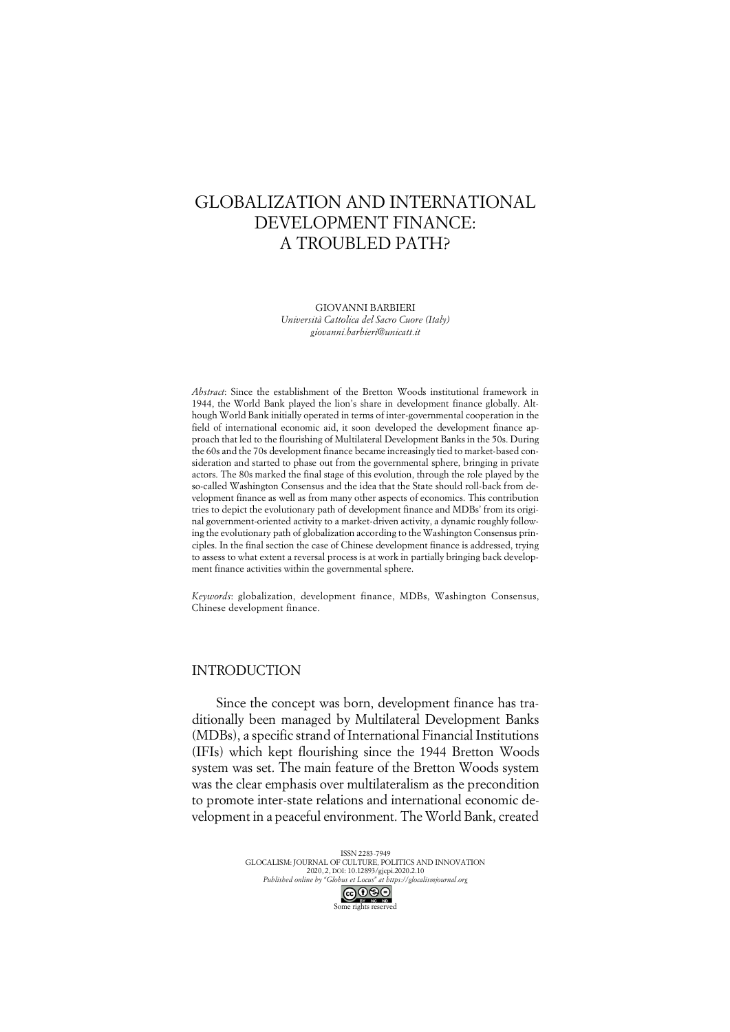# GLOBALIZATION AND INTERNATIONAL DEVELOPMENT FINANCE: A TROUBLED PATH?

GIOVANNI BARBIERI
*Università Cattolica del Sacro Cuore (Italy)*
*giovanni.barbieri@unicatt.it*

*Abstract*: Since the establishment of the Bretton Woods institutional framework in 1944, the World Bank played the lion's share in development finance globally. Although World Bank initially operated in terms of inter-governmental cooperation in the field of international economic aid, it soon developed the development finance approach that led to the flourishing of Multilateral Development Banks in the 50s. During the 60s and the 70s development finance became increasingly tied to market-based consideration and started to phase out from the governmental sphere, bringing in private actors. The 80s marked the final stage of this evolution, through the role played by the so-called Washington Consensus and the idea that the State should roll-back from development finance as well as from many other aspects of economics. This contribution tries to depict the evolutionary path of development finance and MDBs' from its original government-oriented activity to a market-driven activity, a dynamic roughly following the evolutionary path of globalization according to the Washington Consensus principles. In the final section the case of Chinese development finance is addressed, trying to assess to what extent a reversal process is at work in partially bringing back development finance activities within the governmental sphere.

*Keywords*: globalization, development finance, MDBs, Washington Consensus, Chinese development finance.

## INTRODUCTION

Since the concept was born, development finance has traditionally been managed by Multilateral Development Banks (MDBs), a specific strand of International Financial Institutions (IFIs) which kept flourishing since the 1944 Bretton Woods system was set. The main feature of the Bretton Woods system was the clear emphasis over multilateralism as the precondition to promote inter-state relations and international economic development in a peaceful environment. The World Bank, created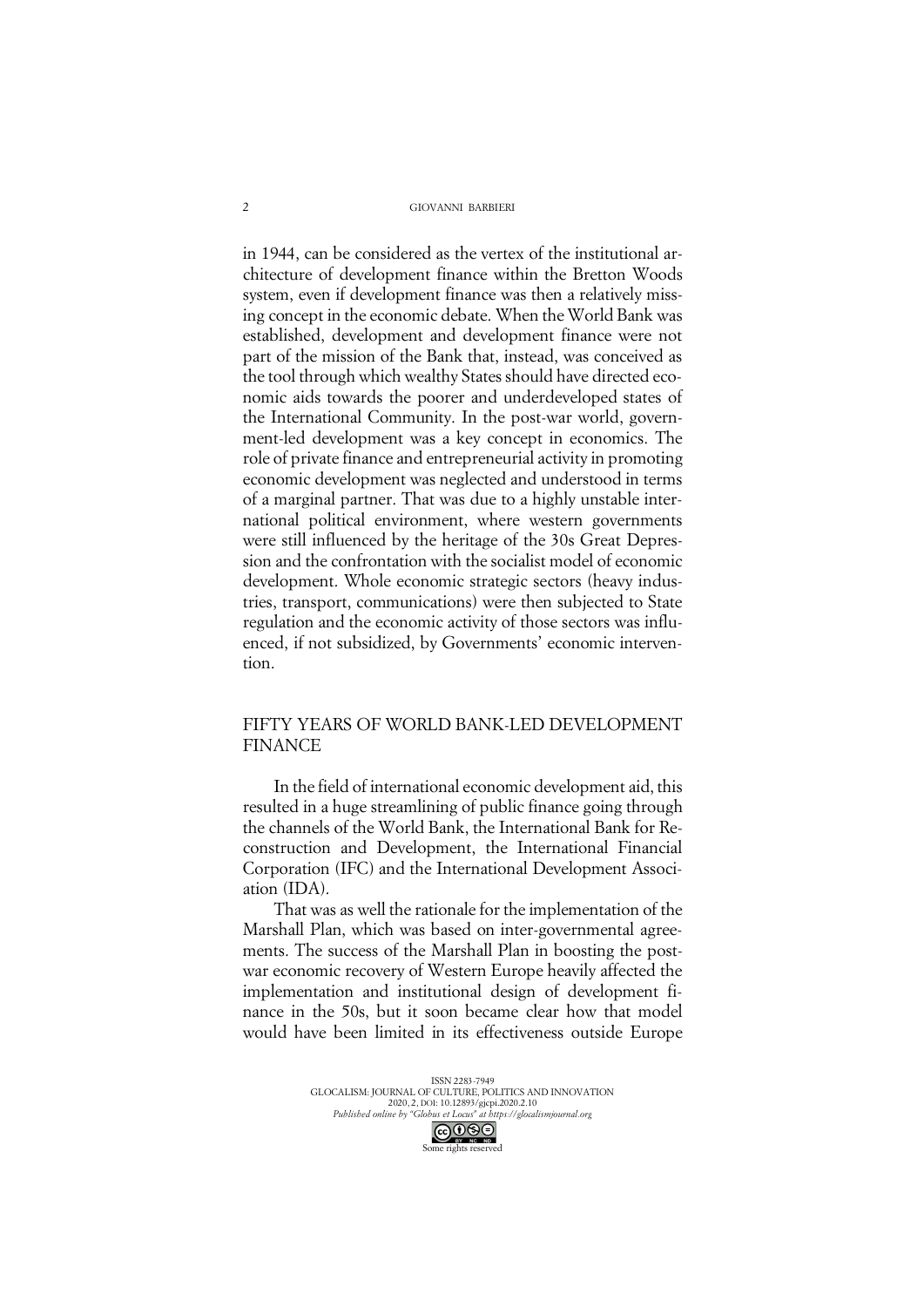in 1944, can be considered as the vertex of the institutional architecture of development finance within the Bretton Woods system, even if development finance was then a relatively missing concept in the economic debate. When the World Bank was established, development and development finance were not part of the mission of the Bank that, instead, was conceived as the tool through which wealthy States should have directed economic aids towards the poorer and underdeveloped states of the International Community. In the post-war world, government-led development was a key concept in economics. The role of private finance and entrepreneurial activity in promoting economic development was neglected and understood in terms of a marginal partner. That was due to a highly unstable international political environment, where western governments were still influenced by the heritage of the 30s Great Depression and the confrontation with the socialist model of economic development. Whole economic strategic sectors (heavy industries, transport, communications) were then subjected to State regulation and the economic activity of those sectors was influenced, if not subsidized, by Governments' economic intervention.

## FIFTY YEARS OF WORLD BANK-LED DEVELOPMENT FINANCE

In the field of international economic development aid, this resulted in a huge streamlining of public finance going through the channels of the World Bank, the International Bank for Reconstruction and Development, the International Financial Corporation (IFC) and the International Development Association (IDA).

That was as well the rationale for the implementation of the Marshall Plan, which was based on inter-governmental agreements. The success of the Marshall Plan in boosting the post-war economic recovery of Western Europe heavily affected the implementation and institutional design of development finance in the 50s, but it soon became clear how that model would have been limited in its effectiveness outside Europe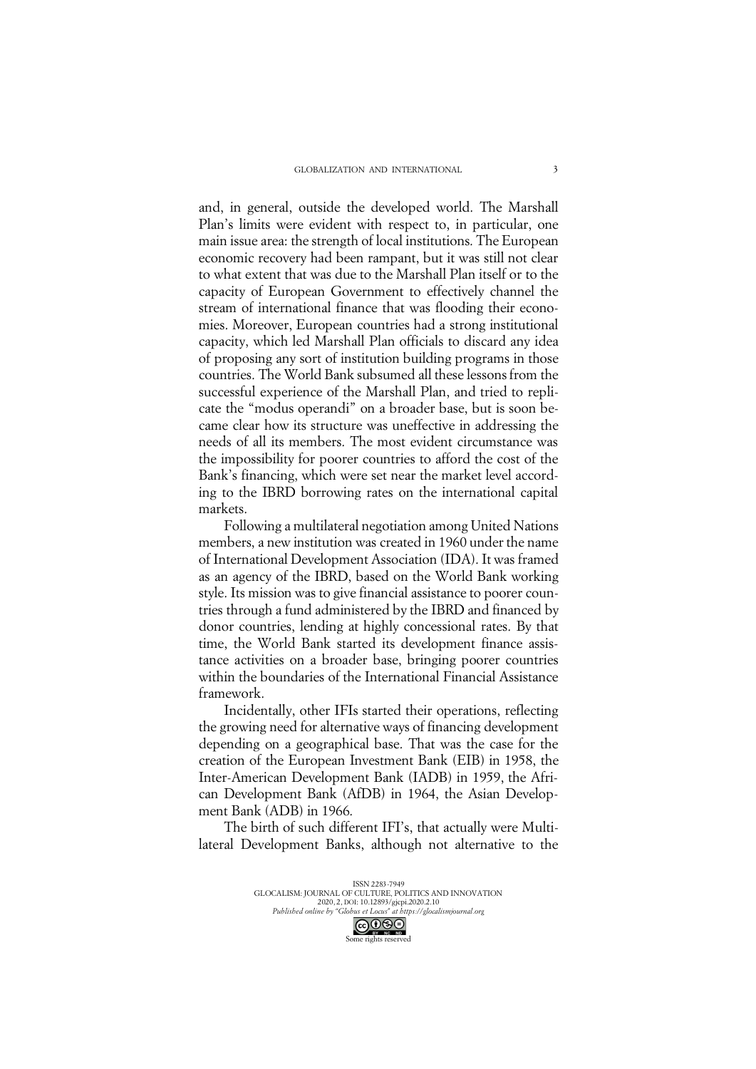and, in general, outside the developed world. The Marshall Plan's limits were evident with respect to, in particular, one main issue area: the strength of local institutions. The European economic recovery had been rampant, but it was still not clear to what extent that was due to the Marshall Plan itself or to the capacity of European Government to effectively channel the stream of international finance that was flooding their economies. Moreover, European countries had a strong institutional capacity, which led Marshall Plan officials to discard any idea of proposing any sort of institution building programs in those countries. The World Bank subsumed all these lessons from the successful experience of the Marshall Plan, and tried to replicate the "modus operandi" on a broader base, but is soon became clear how its structure was uneffective in addressing the needs of all its members. The most evident circumstance was the impossibility for poorer countries to afford the cost of the Bank's financing, which were set near the market level according to the IBRD borrowing rates on the international capital markets.

Following a multilateral negotiation among United Nations members, a new institution was created in 1960 under the name of International Development Association (IDA). It was framed as an agency of the IBRD, based on the World Bank working style. Its mission was to give financial assistance to poorer countries through a fund administered by the IBRD and financed by donor countries, lending at highly concessional rates. By that time, the World Bank started its development finance assistance activities on a broader base, bringing poorer countries within the boundaries of the International Financial Assistance framework.

Incidentally, other IFIs started their operations, reflecting the growing need for alternative ways of financing development depending on a geographical base. That was the case for the creation of the European Investment Bank (EIB) in 1958, the Inter-American Development Bank (IADB) in 1959, the African Development Bank (AfDB) in 1964, the Asian Development Bank (ADB) in 1966.

The birth of such different IFI's, that actually were Multilateral Development Banks, although not alternative to the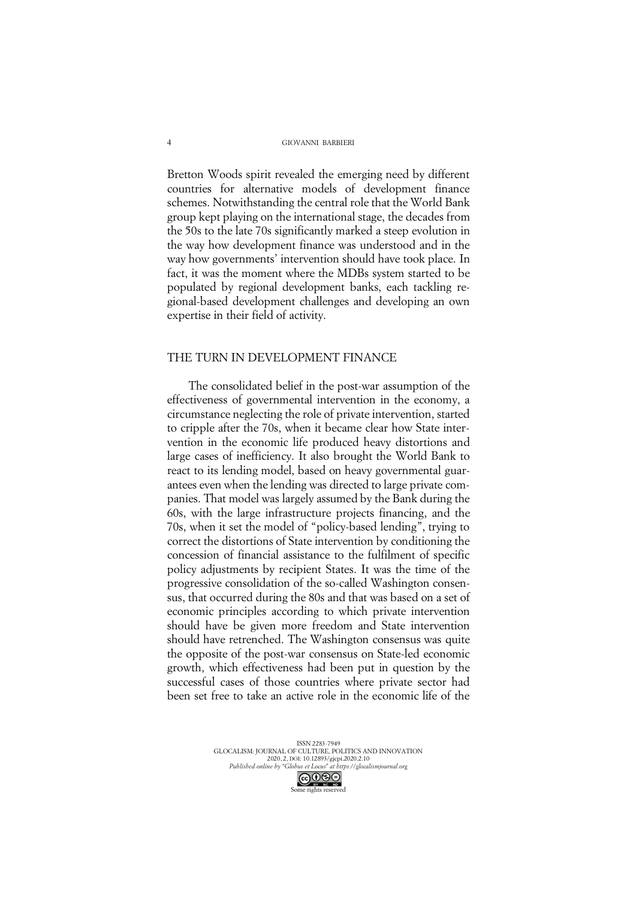Bretton Woods spirit revealed the emerging need by different countries for alternative models of development finance schemes. Notwithstanding the central role that the World Bank group kept playing on the international stage, the decades from the 50s to the late 70s significantly marked a steep evolution in the way how development finance was understood and in the way how governments' intervention should have took place. In fact, it was the moment where the MDBs system started to be populated by regional development banks, each tackling regional-based development challenges and developing an own expertise in their field of activity.

## THE TURN IN DEVELOPMENT FINANCE

The consolidated belief in the post-war assumption of the effectiveness of governmental intervention in the economy, a circumstance neglecting the role of private intervention, started to cripple after the 70s, when it became clear how State intervention in the economic life produced heavy distortions and large cases of inefficiency. It also brought the World Bank to react to its lending model, based on heavy governmental guarantees even when the lending was directed to large private companies. That model was largely assumed by the Bank during the 60s, with the large infrastructure projects financing, and the 70s, when it set the model of "policy-based lending", trying to correct the distortions of State intervention by conditioning the concession of financial assistance to the fulfilment of specific policy adjustments by recipient States. It was the time of the progressive consolidation of the so-called Washington consensus, that occurred during the 80s and that was based on a set of economic principles according to which private intervention should have be given more freedom and State intervention should have retrenched. The Washington consensus was quite the opposite of the post-war consensus on State-led economic growth, which effectiveness had been put in question by the successful cases of those countries where private sector had been set free to take an active role in the economic life of the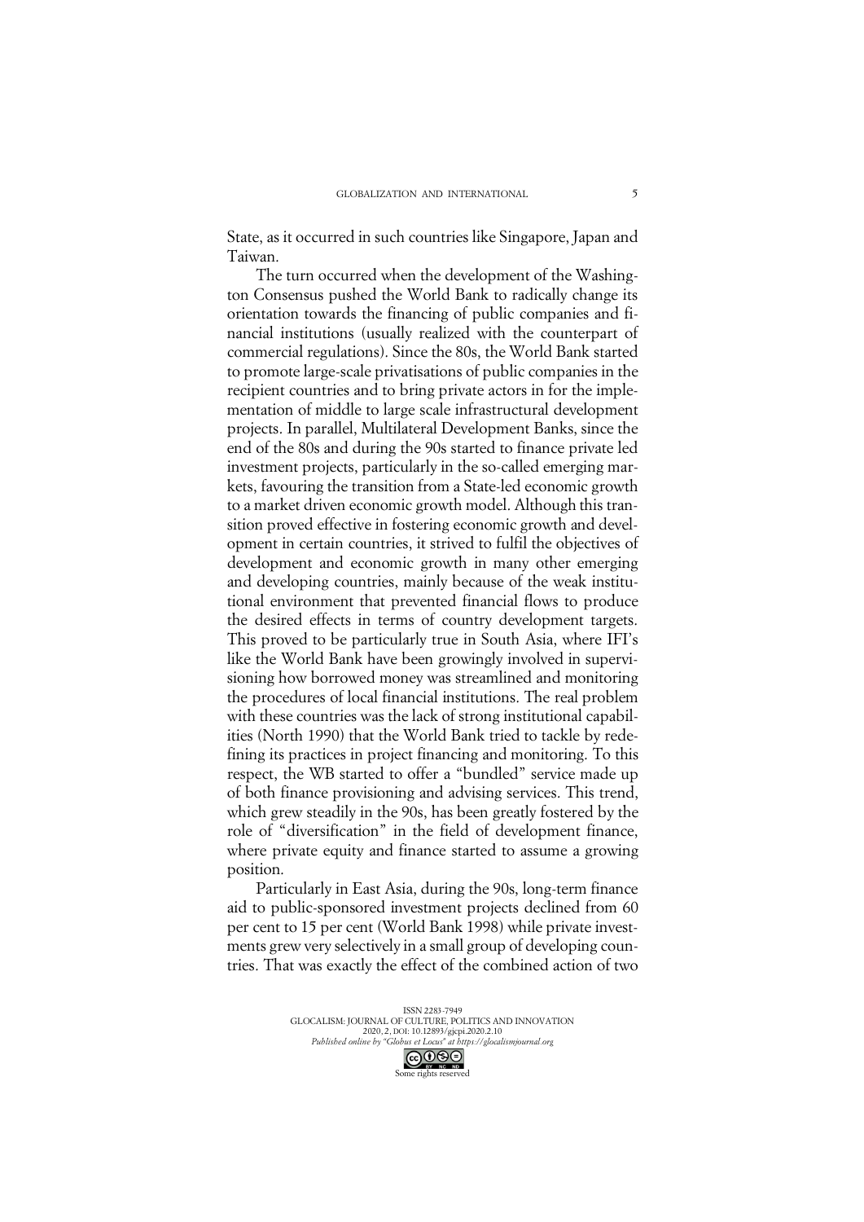State, as it occurred in such countries like Singapore, Japan and Taiwan.

The turn occurred when the development of the Washington Consensus pushed the World Bank to radically change its orientation towards the financing of public companies and financial institutions (usually realized with the counterpart of commercial regulations). Since the 80s, the World Bank started to promote large-scale privatisations of public companies in the recipient countries and to bring private actors in for the implementation of middle to large scale infrastructural development projects. In parallel, Multilateral Development Banks, since the end of the 80s and during the 90s started to finance private led investment projects, particularly in the so-called emerging markets, favouring the transition from a State-led economic growth to a market driven economic growth model. Although this transition proved effective in fostering economic growth and development in certain countries, it strived to fulfil the objectives of development and economic growth in many other emerging and developing countries, mainly because of the weak institutional environment that prevented financial flows to produce the desired effects in terms of country development targets. This proved to be particularly true in South Asia, where IFI's like the World Bank have been growingly involved in supervisioning how borrowed money was streamlined and monitoring the procedures of local financial institutions. The real problem with these countries was the lack of strong institutional capabilities (North 1990) that the World Bank tried to tackle by redefining its practices in project financing and monitoring. To this respect, the WB started to offer a "bundled" service made up of both finance provisioning and advising services. This trend, which grew steadily in the 90s, has been greatly fostered by the role of "diversification" in the field of development finance, where private equity and finance started to assume a growing position.

Particularly in East Asia, during the 90s, long-term finance aid to public-sponsored investment projects declined from 60 per cent to 15 per cent (World Bank 1998) while private investments grew very selectively in a small group of developing countries. That was exactly the effect of the combined action of two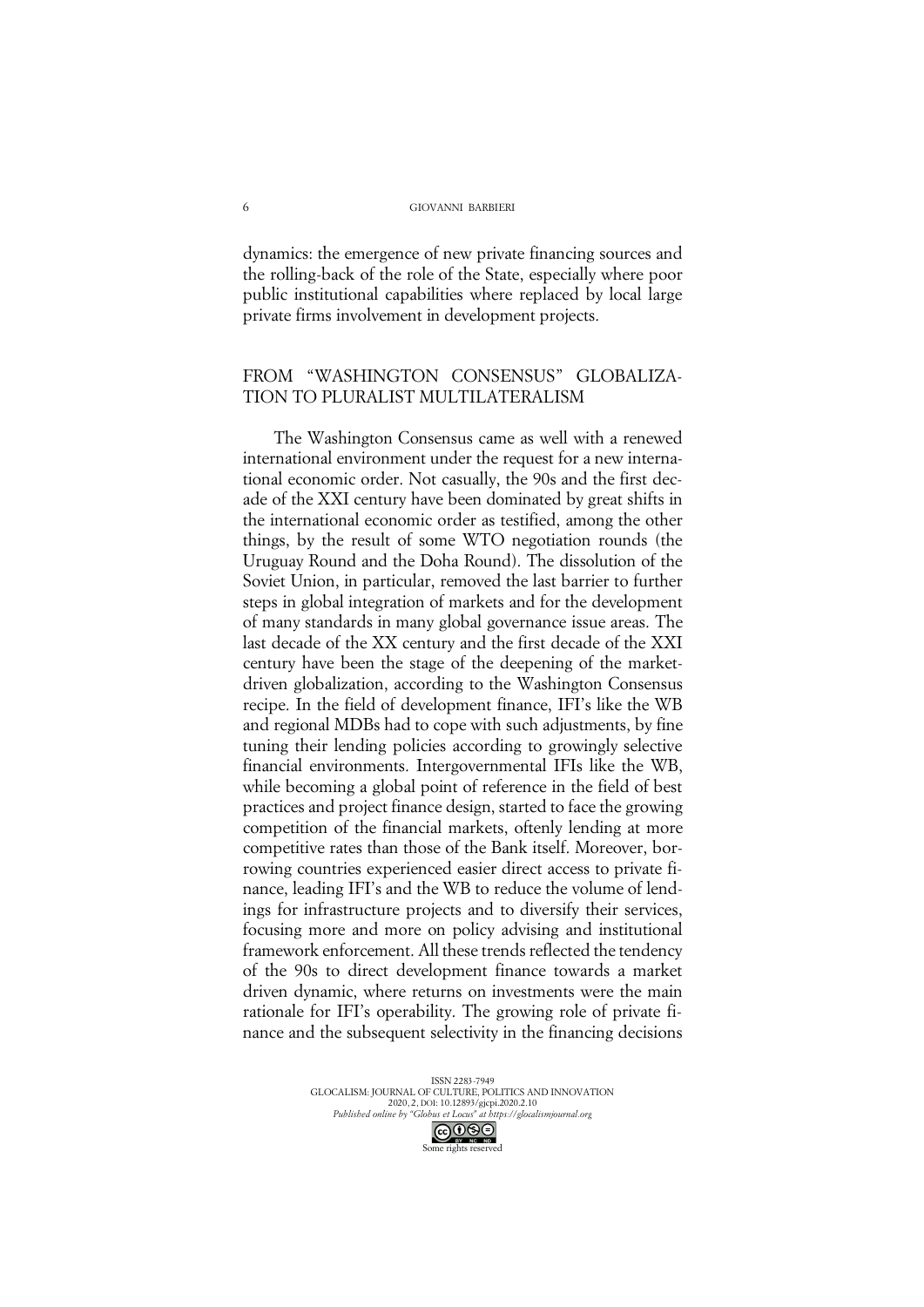dynamics: the emergence of new private financing sources and the rolling-back of the role of the State, especially where poor public institutional capabilities where replaced by local large private firms involvement in development projects.

## FROM "WASHINGTON CONSENSUS" GLOBALIZATION TO PLURALIST MULTILATERALISM

The Washington Consensus came as well with a renewed international environment under the request for a new international economic order. Not casually, the 90s and the first decade of the XXI century have been dominated by great shifts in the international economic order as testified, among the other things, by the result of some WTO negotiation rounds (the Uruguay Round and the Doha Round). The dissolution of the Soviet Union, in particular, removed the last barrier to further steps in global integration of markets and for the development of many standards in many global governance issue areas. The last decade of the XX century and the first decade of the XXI century have been the stage of the deepening of the market-driven globalization, according to the Washington Consensus recipe. In the field of development finance, IFI's like the WB and regional MDBs had to cope with such adjustments, by fine tuning their lending policies according to growingly selective financial environments. Intergovernmental IFIs like the WB, while becoming a global point of reference in the field of best practices and project finance design, started to face the growing competition of the financial markets, oftenly lending at more competitive rates than those of the Bank itself. Moreover, borrowing countries experienced easier direct access to private finance, leading IFI's and the WB to reduce the volume of lendings for infrastructure projects and to diversify their services, focusing more and more on policy advising and institutional framework enforcement. All these trends reflected the tendency of the 90s to direct development finance towards a market driven dynamic, where returns on investments were the main rationale for IFI's operability. The growing role of private finance and the subsequent selectivity in the financing decisions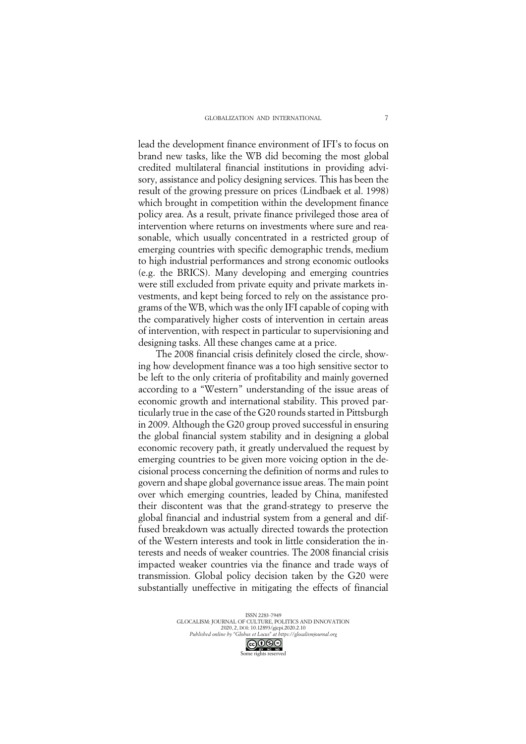lead the development finance environment of IFI's to focus on brand new tasks, like the WB did becoming the most global credited multilateral financial institutions in providing advisory, assistance and policy designing services. This has been the result of the growing pressure on prices (Lindbaek et al. 1998) which brought in competition within the development finance policy area. As a result, private finance privileged those area of intervention where returns on investments where sure and reasonable, which usually concentrated in a restricted group of emerging countries with specific demographic trends, medium to high industrial performances and strong economic outlooks (e.g. the BRICS). Many developing and emerging countries were still excluded from private equity and private markets investments, and kept being forced to rely on the assistance programs of the WB, which was the only IFI capable of coping with the comparatively higher costs of intervention in certain areas of intervention, with respect in particular to supervisioning and designing tasks. All these changes came at a price.

The 2008 financial crisis definitely closed the circle, showing how development finance was a too high sensitive sector to be left to the only criteria of profitability and mainly governed according to a "Western" understanding of the issue areas of economic growth and international stability. This proved particularly true in the case of the G20 rounds started in Pittsburgh in 2009. Although the G20 group proved successful in ensuring the global financial system stability and in designing a global economic recovery path, it greatly undervalued the request by emerging countries to be given more voicing option in the decisional process concerning the definition of norms and rules to govern and shape global governance issue areas. The main point over which emerging countries, leaded by China, manifested their discontent was that the grand-strategy to preserve the global financial and industrial system from a general and diffused breakdown was actually directed towards the protection of the Western interests and took in little consideration the interests and needs of weaker countries. The 2008 financial crisis impacted weaker countries via the finance and trade ways of transmission. Global policy decision taken by the G20 were substantially uneffective in mitigating the effects of financial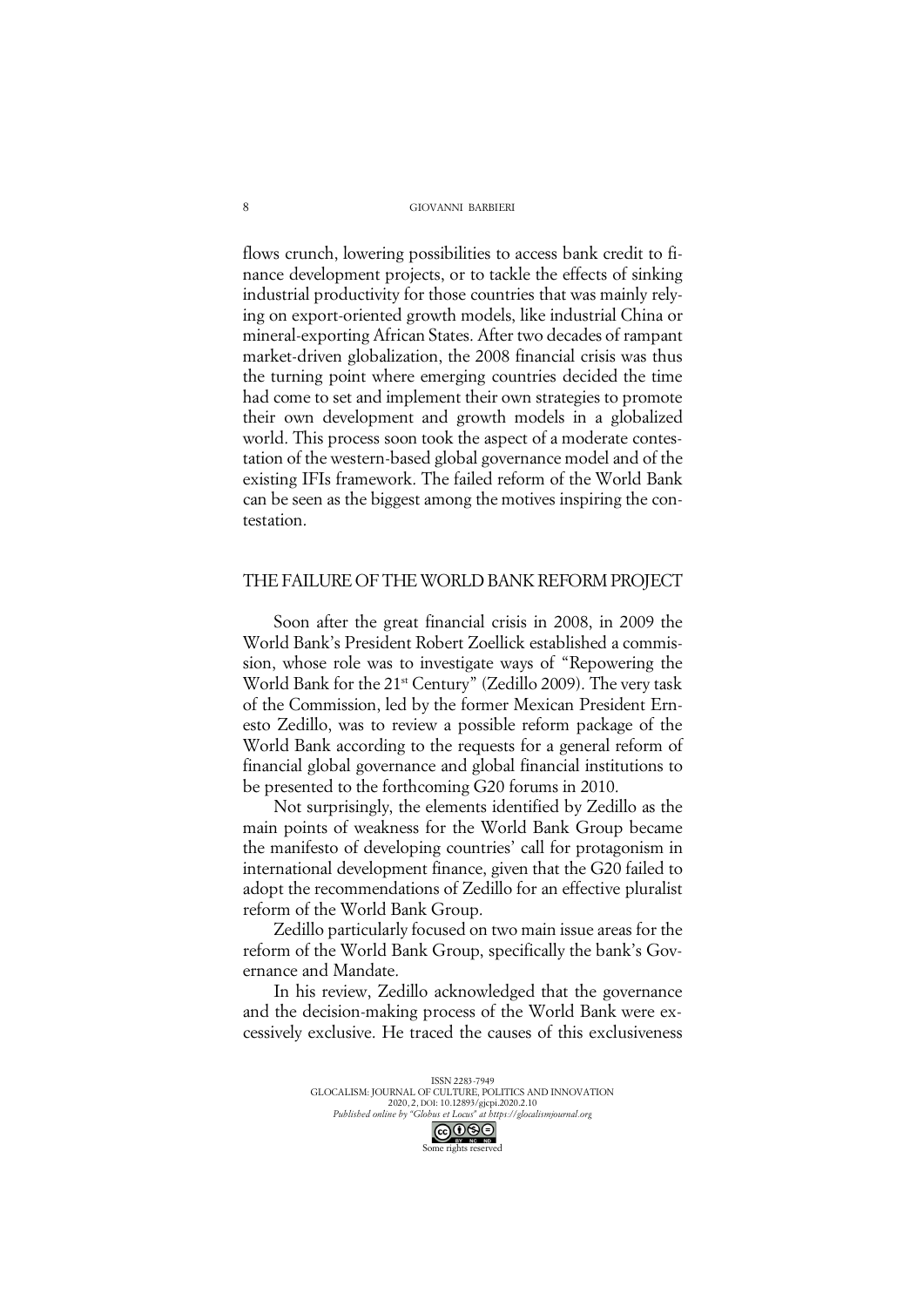flows crunch, lowering possibilities to access bank credit to finance development projects, or to tackle the effects of sinking industrial productivity for those countries that was mainly relying on export-oriented growth models, like industrial China or mineral-exporting African States. After two decades of rampant market-driven globalization, the 2008 financial crisis was thus the turning point where emerging countries decided the time had come to set and implement their own strategies to promote their own development and growth models in a globalized world. This process soon took the aspect of a moderate contestation of the western-based global governance model and of the existing IFIs framework. The failed reform of the World Bank can be seen as the biggest among the motives inspiring the contestation.

## THE FAILURE OF THE WORLD BANK REFORM PROJECT

Soon after the great financial crisis in 2008, in 2009 the World Bank's President Robert Zoellick established a commission, whose role was to investigate ways of "Repowering the World Bank for the 21st Century" (Zedillo 2009). The very task of the Commission, led by the former Mexican President Ernesto Zedillo, was to review a possible reform package of the World Bank according to the requests for a general reform of financial global governance and global financial institutions to be presented to the forthcoming G20 forums in 2010.

Not surprisingly, the elements identified by Zedillo as the main points of weakness for the World Bank Group became the manifesto of developing countries' call for protagonism in international development finance, given that the G20 failed to adopt the recommendations of Zedillo for an effective pluralist reform of the World Bank Group.

Zedillo particularly focused on two main issue areas for the reform of the World Bank Group, specifically the bank's Governance and Mandate.

In his review, Zedillo acknowledged that the governance and the decision-making process of the World Bank were excessively exclusive. He traced the causes of this exclusiveness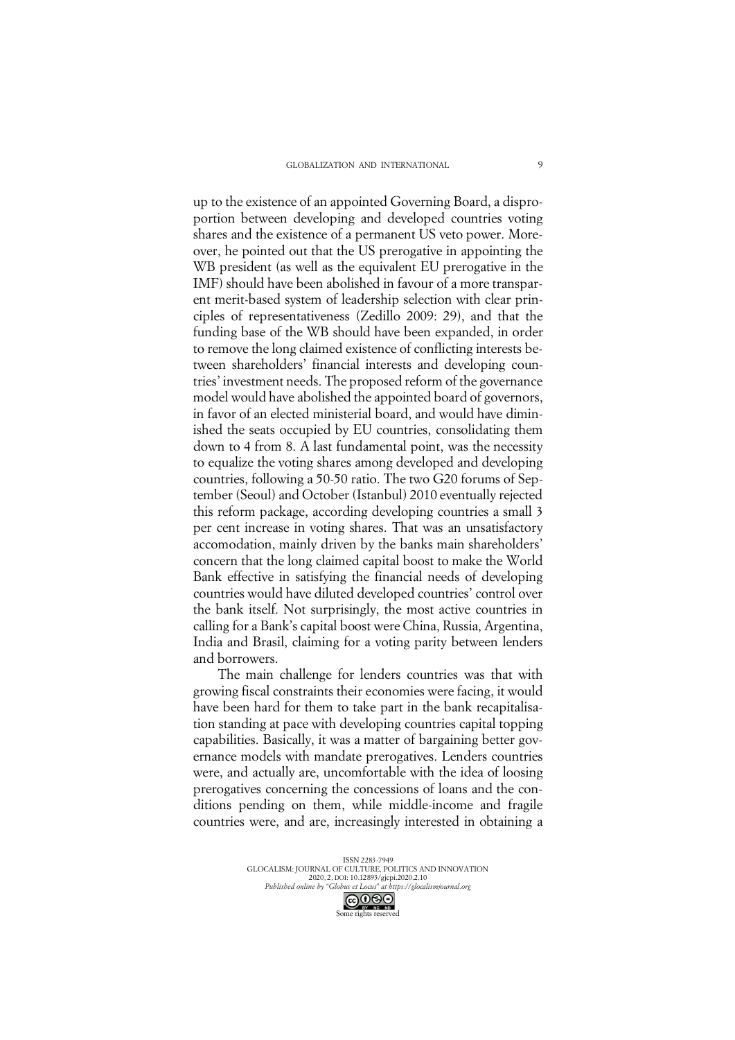up to the existence of an appointed Governing Board, a disproportion between developing and developed countries voting shares and the existence of a permanent US veto power. Moreover, he pointed out that the US prerogative in appointing the WB president (as well as the equivalent EU prerogative in the IMF) should have been abolished in favour of a more transparent merit-based system of leadership selection with clear principles of representativeness (Zedillo 2009: 29), and that the funding base of the WB should have been expanded, in order to remove the long claimed existence of conflicting interests between shareholders' financial interests and developing countries' investment needs. The proposed reform of the governance model would have abolished the appointed board of governors, in favor of an elected ministerial board, and would have diminished the seats occupied by EU countries, consolidating them down to 4 from 8. A last fundamental point, was the necessity to equalize the voting shares among developed and developing countries, following a 50-50 ratio. The two G20 forums of September (Seoul) and October (Istanbul) 2010 eventually rejected this reform package, according developing countries a small 3 per cent increase in voting shares. That was an unsatisfactory accomodation, mainly driven by the banks main shareholders' concern that the long claimed capital boost to make the World Bank effective in satisfying the financial needs of developing countries would have diluted developed countries' control over the bank itself. Not surprisingly, the most active countries in calling for a Bank's capital boost were China, Russia, Argentina, India and Brasil, claiming for a voting parity between lenders and borrowers.

The main challenge for lenders countries was that with growing fiscal constraints their economies were facing, it would have been hard for them to take part in the bank recapitalisation standing at pace with developing countries capital topping capabilities. Basically, it was a matter of bargaining better governance models with mandate prerogatives. Lenders countries were, and actually are, uncomfortable with the idea of loosing prerogatives concerning the concessions of loans and the conditions pending on them, while middle-income and fragile countries were, and are, increasingly interested in obtaining a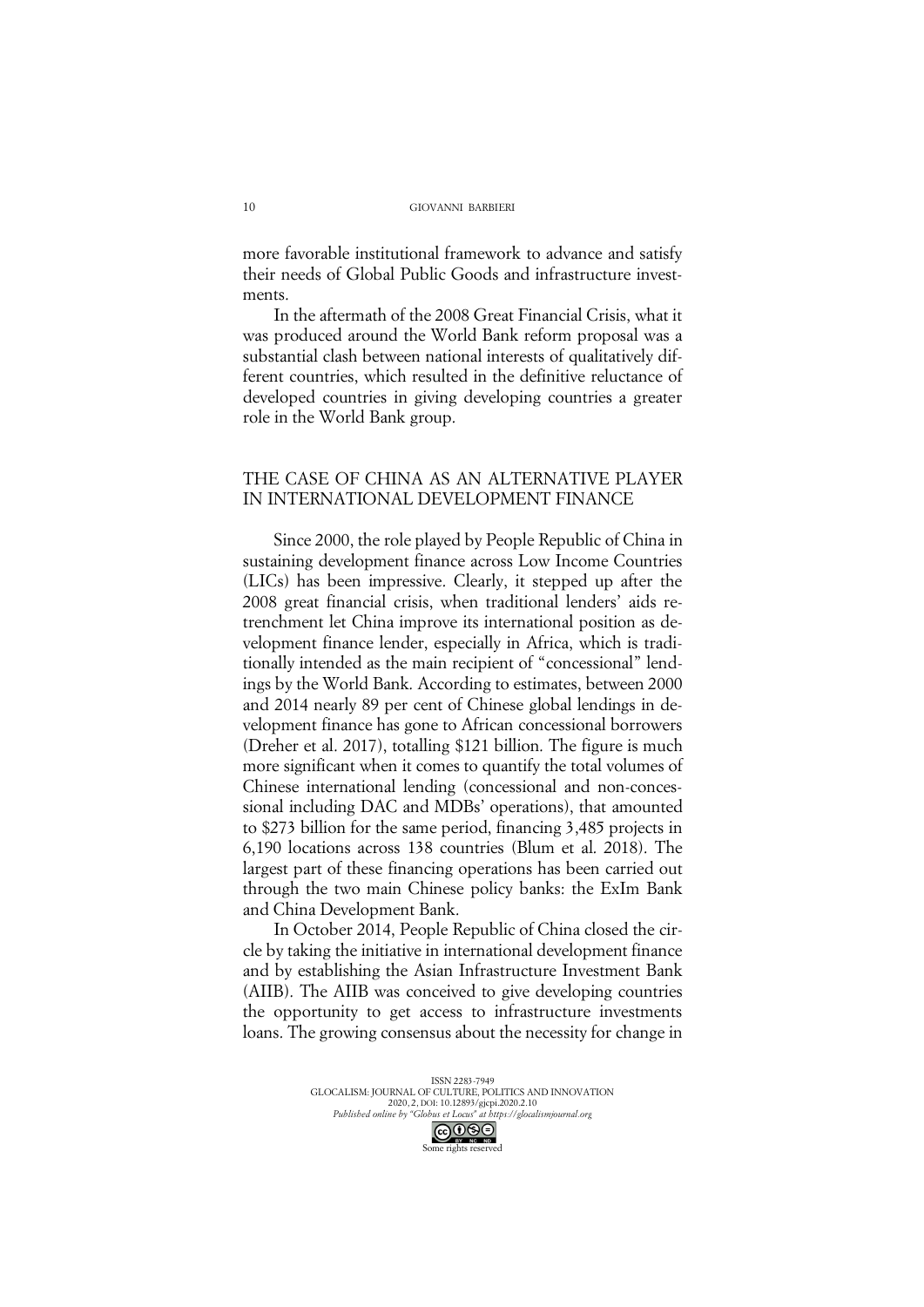more favorable institutional framework to advance and satisfy their needs of Global Public Goods and infrastructure investments.

In the aftermath of the 2008 Great Financial Crisis, what it was produced around the World Bank reform proposal was a substantial clash between national interests of qualitatively different countries, which resulted in the definitive reluctance of developed countries in giving developing countries a greater role in the World Bank group.

## THE CASE OF CHINA AS AN ALTERNATIVE PLAYER IN INTERNATIONAL DEVELOPMENT FINANCE

Since 2000, the role played by People Republic of China in sustaining development finance across Low Income Countries (LICs) has been impressive. Clearly, it stepped up after the 2008 great financial crisis, when traditional lenders' aids retrenchment let China improve its international position as development finance lender, especially in Africa, which is traditionally intended as the main recipient of "concessional" lendings by the World Bank. According to estimates, between 2000 and 2014 nearly 89 per cent of Chinese global lendings in development finance has gone to African concessional borrowers (Dreher et al. 2017), totalling \$121 billion. The figure is much more significant when it comes to quantify the total volumes of Chinese international lending (concessional and non-concessional including DAC and MDBs' operations), that amounted to \$273 billion for the same period, financing 3,485 projects in 6,190 locations across 138 countries (Blum et al. 2018). The largest part of these financing operations has been carried out through the two main Chinese policy banks: the ExIm Bank and China Development Bank.

In October 2014, People Republic of China closed the circle by taking the initiative in international development finance and by establishing the Asian Infrastructure Investment Bank (AIIB). The AIIB was conceived to give developing countries the opportunity to get access to infrastructure investments loans. The growing consensus about the necessity for change in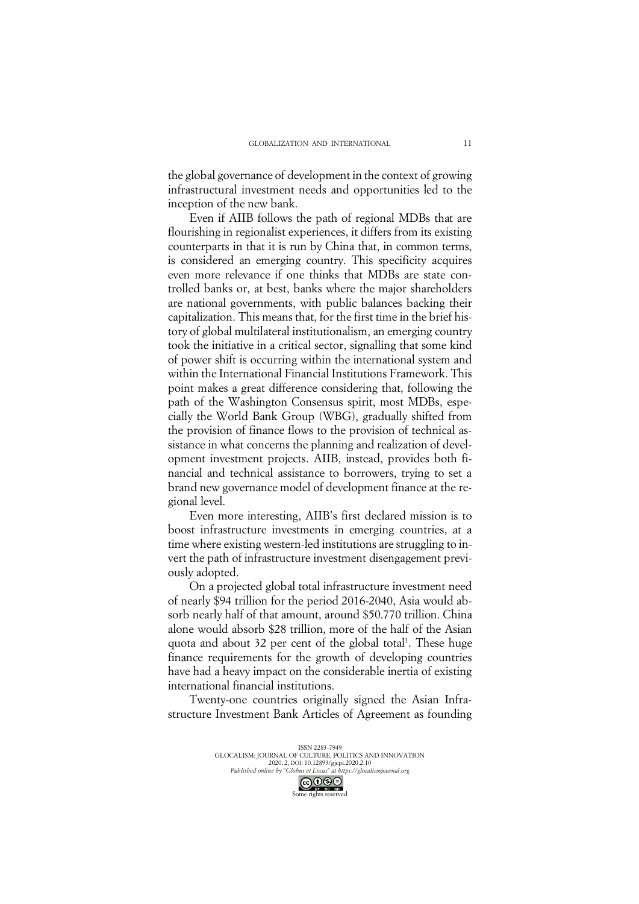the global governance of development in the context of growing infrastructural investment needs and opportunities led to the inception of the new bank.

Even if AIIB follows the path of regional MDBs that are flourishing in regionalist experiences, it differs from its existing counterparts in that it is run by China that, in common terms, is considered an emerging country. This specificity acquires even more relevance if one thinks that MDBs are state controlled banks or, at best, banks where the major shareholders are national governments, with public balances backing their capitalization. This means that, for the first time in the brief history of global multilateral institutionalism, an emerging country took the initiative in a critical sector, signalling that some kind of power shift is occurring within the international system and within the International Financial Institutions Framework. This point makes a great difference considering that, following the path of the Washington Consensus spirit, most MDBs, especially the World Bank Group (WBG), gradually shifted from the provision of finance flows to the provision of technical assistance in what concerns the planning and realization of development investment projects. AIIB, instead, provides both financial and technical assistance to borrowers, trying to set a brand new governance model of development finance at the regional level.

Even more interesting, AIIB's first declared mission is to boost infrastructure investments in emerging countries, at a time where existing western-led institutions are struggling to invert the path of infrastructure investment disengagement previously adopted.

On a projected global total infrastructure investment need of nearly \$94 trillion for the period 2016-2040, Asia would absorb nearly half of that amount, around \$50.770 trillion. China alone would absorb \$28 trillion, more of the half of the Asian quota and about 32 per cent of the global total[1]. These huge finance requirements for the growth of developing countries have had a heavy impact on the considerable inertia of existing international financial institutions.

Twenty-one countries originally signed the Asian Infrastructure Investment Bank Articles of Agreement as founding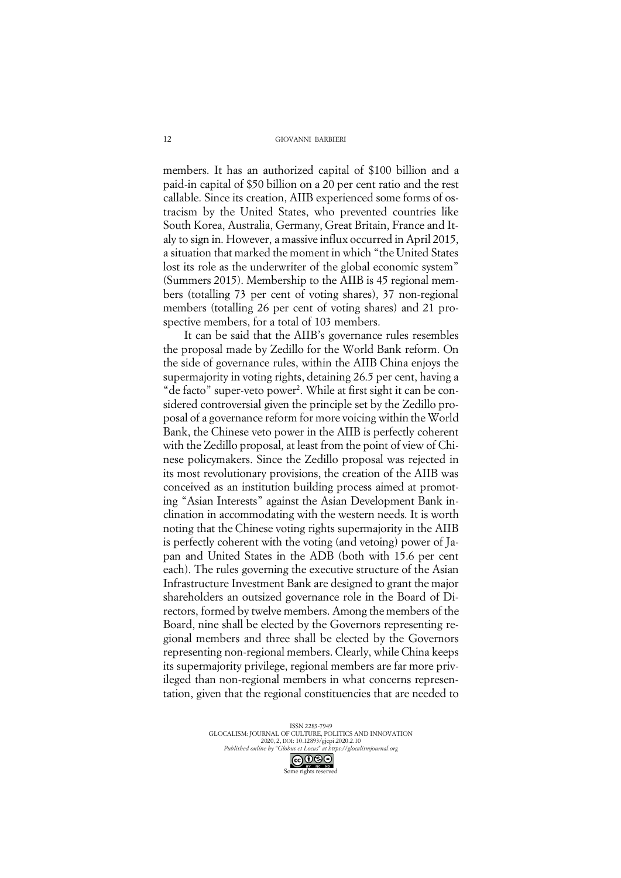members. It has an authorized capital of $100 billion and a paid-in capital of $50 billion on a 20 per cent ratio and the rest callable. Since its creation, AIIB experienced some forms of ostracism by the United States, who prevented countries like South Korea, Australia, Germany, Great Britain, France and Italy to sign in. However, a massive influx occurred in April 2015, a situation that marked the moment in which "the United States lost its role as the underwriter of the global economic system" (Summers 2015). Membership to the AIIB is 45 regional members (totalling 73 per cent of voting shares), 37 non-regional members (totalling 26 per cent of voting shares) and 21 prospective members, for a total of 103 members.

It can be said that the AIIB's governance rules resembles the proposal made by Zedillo for the World Bank reform. On the side of governance rules, within the AIIB China enjoys the supermajority in voting rights, detaining 26.5 per cent, having a "de facto" super-veto power[2]. While at first sight it can be considered controversial given the principle set by the Zedillo proposal of a governance reform for more voicing within the World Bank, the Chinese veto power in the AIIB is perfectly coherent with the Zedillo proposal, at least from the point of view of Chinese policymakers. Since the Zedillo proposal was rejected in its most revolutionary provisions, the creation of the AIIB was conceived as an institution building process aimed at promoting "Asian Interests" against the Asian Development Bank inclination in accommodating with the western needs. It is worth noting that the Chinese voting rights supermajority in the AIIB is perfectly coherent with the voting (and vetoing) power of Japan and United States in the ADB (both with 15.6 per cent each). The rules governing the executive structure of the Asian Infrastructure Investment Bank are designed to grant the major shareholders an outsized governance role in the Board of Directors, formed by twelve members. Among the members of the Board, nine shall be elected by the Governors representing regional members and three shall be elected by the Governors representing non-regional members. Clearly, while China keeps its supermajority privilege, regional members are far more privileged than non-regional members in what concerns representation, given that the regional constituencies that are needed to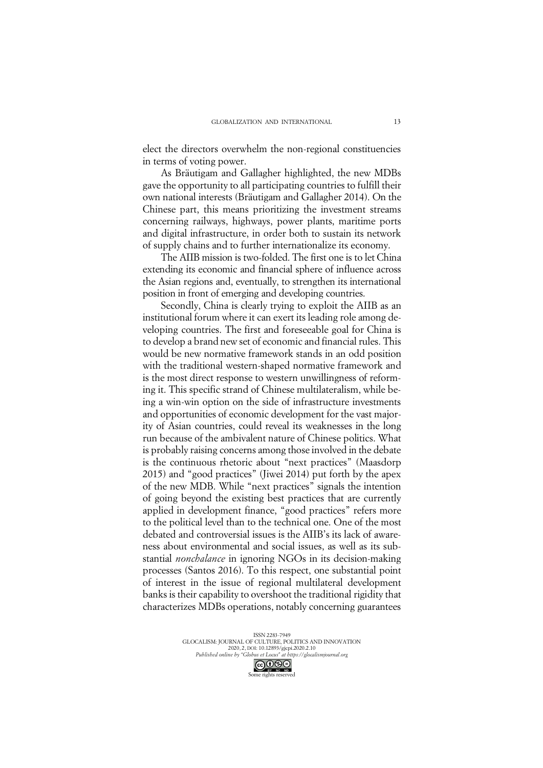elect the directors overwhelm the non-regional constituencies in terms of voting power.

As Bräutigam and Gallagher highlighted, the new MDBs gave the opportunity to all participating countries to fulfill their own national interests (Bräutigam and Gallagher 2014). On the Chinese part, this means prioritizing the investment streams concerning railways, highways, power plants, maritime ports and digital infrastructure, in order both to sustain its network of supply chains and to further internationalize its economy.

The AIIB mission is two-folded. The first one is to let China extending its economic and financial sphere of influence across the Asian regions and, eventually, to strengthen its international position in front of emerging and developing countries.

Secondly, China is clearly trying to exploit the AIIB as an institutional forum where it can exert its leading role among developing countries. The first and foreseeable goal for China is to develop a brand new set of economic and financial rules. This would be new normative framework stands in an odd position with the traditional western-shaped normative framework and is the most direct response to western unwillingness of reforming it. This specific strand of Chinese multilateralism, while being a win-win option on the side of infrastructure investments and opportunities of economic development for the vast majority of Asian countries, could reveal its weaknesses in the long run because of the ambivalent nature of Chinese politics. What is probably raising concerns among those involved in the debate is the continuous rhetoric about "next practices" (Maasdorp 2015) and "good practices" (Jiwei 2014) put forth by the apex of the new MDB. While "next practices" signals the intention of going beyond the existing best practices that are currently applied in development finance, "good practices" refers more to the political level than to the technical one. One of the most debated and controversial issues is the AIIB's its lack of awareness about environmental and social issues, as well as its substantial *nonchalance* in ignoring NGOs in its decision-making processes (Santos 2016). To this respect, one substantial point of interest in the issue of regional multilateral development banks is their capability to overshoot the traditional rigidity that characterizes MDBs operations, notably concerning guarantees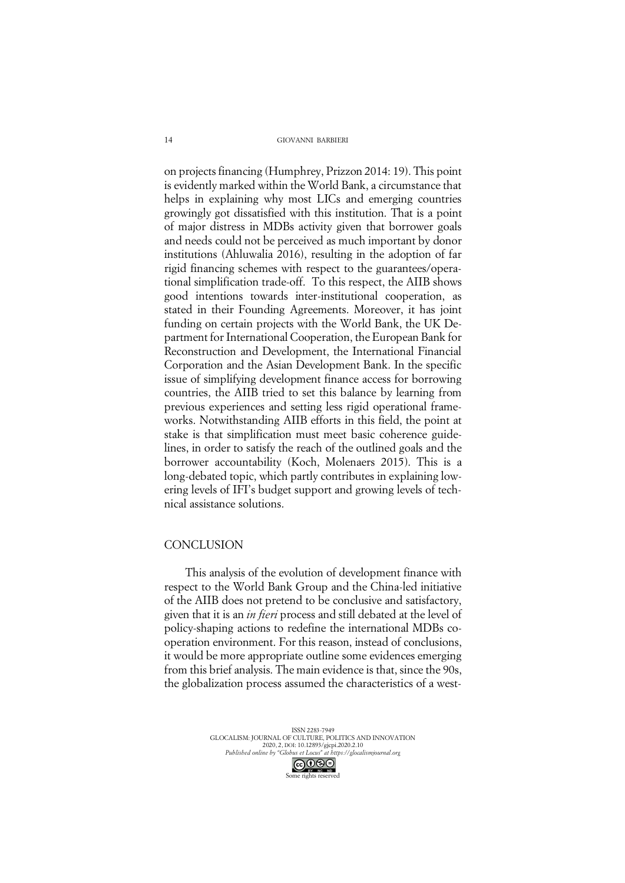on projects financing (Humphrey, Prizzon 2014: 19). This point is evidently marked within the World Bank, a circumstance that helps in explaining why most LICs and emerging countries growingly got dissatisfied with this institution. That is a point of major distress in MDBs activity given that borrower goals and needs could not be perceived as much important by donor institutions (Ahluwalia 2016), resulting in the adoption of far rigid financing schemes with respect to the guarantees/operational simplification trade-off. To this respect, the AIIB shows good intentions towards inter-institutional cooperation, as stated in their Founding Agreements. Moreover, it has joint funding on certain projects with the World Bank, the UK Department for International Cooperation, the European Bank for Reconstruction and Development, the International Financial Corporation and the Asian Development Bank. In the specific issue of simplifying development finance access for borrowing countries, the AIIB tried to set this balance by learning from previous experiences and setting less rigid operational frameworks. Notwithstanding AIIB efforts in this field, the point at stake is that simplification must meet basic coherence guidelines, in order to satisfy the reach of the outlined goals and the borrower accountability (Koch, Molenaers 2015). This is a long-debated topic, which partly contributes in explaining lowering levels of IFI's budget support and growing levels of technical assistance solutions.

## CONCLUSION

This analysis of the evolution of development finance with respect to the World Bank Group and the China-led initiative of the AIIB does not pretend to be conclusive and satisfactory, given that it is an *in fieri* process and still debated at the level of policy-shaping actions to redefine the international MDBs cooperation environment. For this reason, instead of conclusions, it would be more appropriate outline some evidences emerging from this brief analysis. The main evidence is that, since the 90s, the globalization process assumed the characteristics of a west-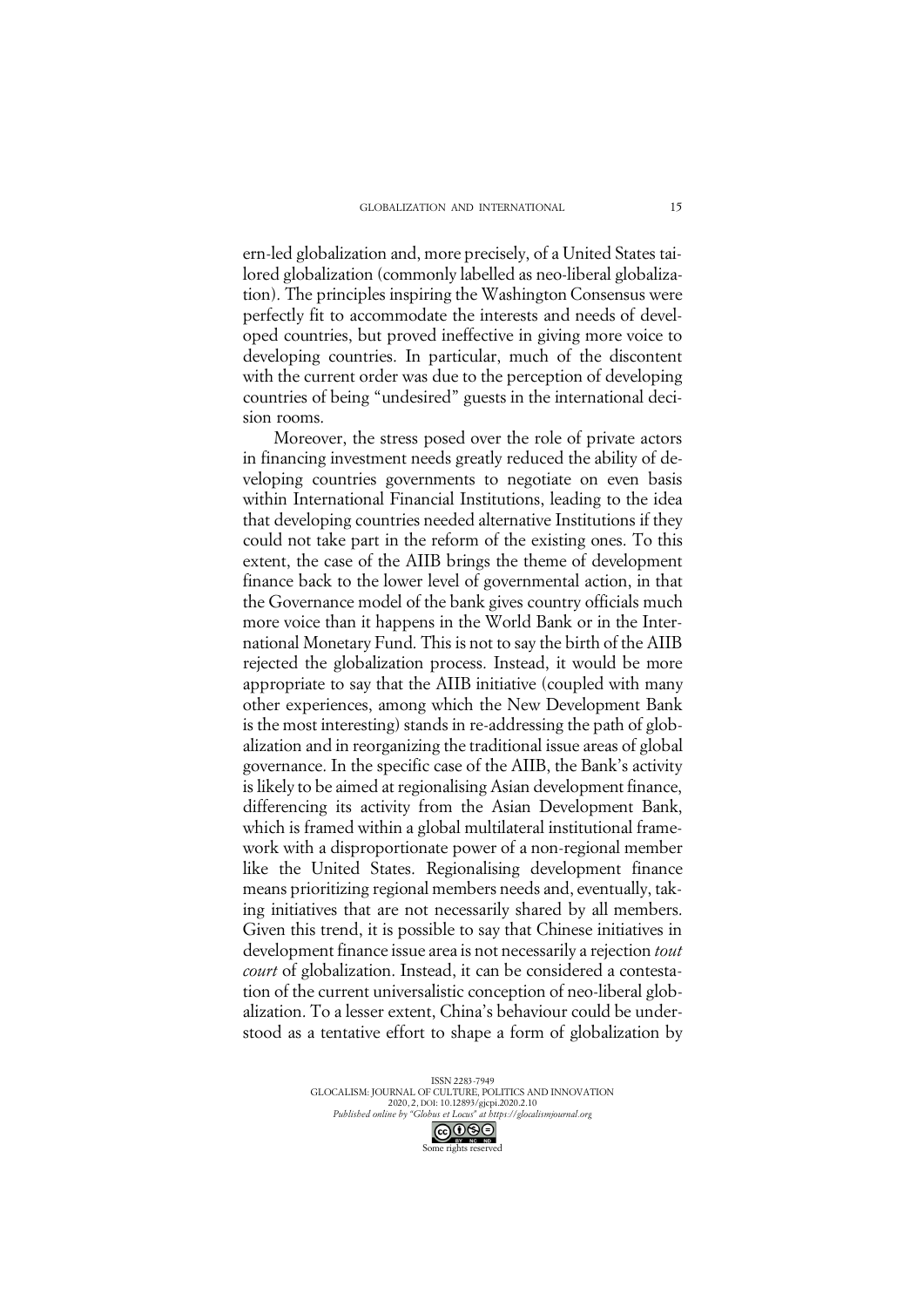ern-led globalization and, more precisely, of a United States tailored globalization (commonly labelled as neo-liberal globalization). The principles inspiring the Washington Consensus were perfectly fit to accommodate the interests and needs of developed countries, but proved ineffective in giving more voice to developing countries. In particular, much of the discontent with the current order was due to the perception of developing countries of being "undesired" guests in the international decision rooms.

Moreover, the stress posed over the role of private actors in financing investment needs greatly reduced the ability of developing countries governments to negotiate on even basis within International Financial Institutions, leading to the idea that developing countries needed alternative Institutions if they could not take part in the reform of the existing ones. To this extent, the case of the AIIB brings the theme of development finance back to the lower level of governmental action, in that the Governance model of the bank gives country officials much more voice than it happens in the World Bank or in the International Monetary Fund. This is not to say the birth of the AIIB rejected the globalization process. Instead, it would be more appropriate to say that the AIIB initiative (coupled with many other experiences, among which the New Development Bank is the most interesting) stands in re-addressing the path of globalization and in reorganizing the traditional issue areas of global governance. In the specific case of the AIIB, the Bank's activity is likely to be aimed at regionalising Asian development finance, differencing its activity from the Asian Development Bank, which is framed within a global multilateral institutional framework with a disproportionate power of a non-regional member like the United States. Regionalising development finance means prioritizing regional members needs and, eventually, taking initiatives that are not necessarily shared by all members. Given this trend, it is possible to say that Chinese initiatives in development finance issue area is not necessarily a rejection *tout court* of globalization. Instead, it can be considered a contestation of the current universalistic conception of neo-liberal globalization. To a lesser extent, China's behaviour could be understood as a tentative effort to shape a form of globalization by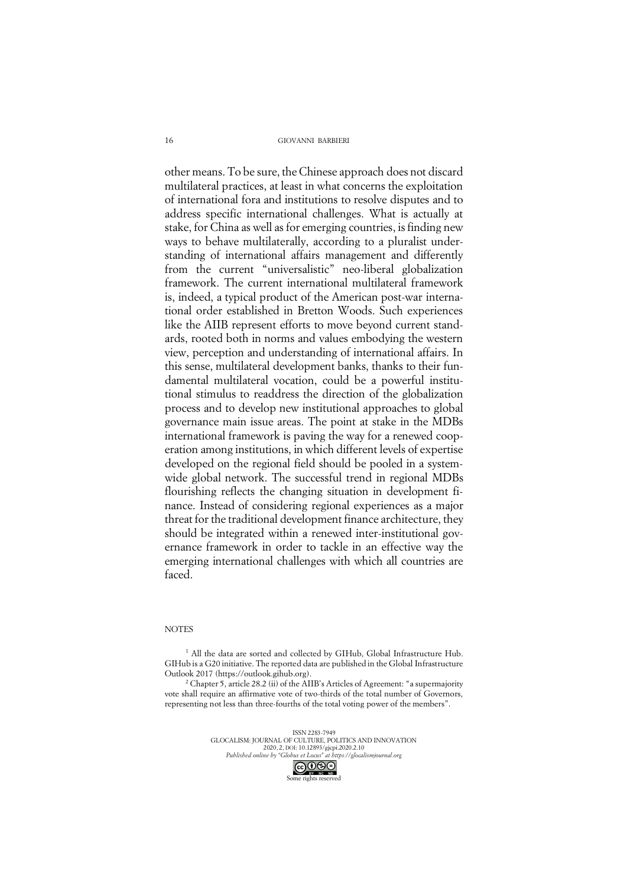other means. To be sure, the Chinese approach does not discard multilateral practices, at least in what concerns the exploitation of international fora and institutions to resolve disputes and to address specific international challenges. What is actually at stake, for China as well as for emerging countries, is finding new ways to behave multilaterally, according to a pluralist understanding of international affairs management and differently from the current "universalistic" neo-liberal globalization framework. The current international multilateral framework is, indeed, a typical product of the American post-war international order established in Bretton Woods. Such experiences like the AIIB represent efforts to move beyond current standards, rooted both in norms and values embodying the western view, perception and understanding of international affairs. In this sense, multilateral development banks, thanks to their fundamental multilateral vocation, could be a powerful institutional stimulus to readdress the direction of the globalization process and to develop new institutional approaches to global governance main issue areas. The point at stake in the MDBs international framework is paving the way for a renewed cooperation among institutions, in which different levels of expertise developed on the regional field should be pooled in a system-wide global network. The successful trend in regional MDBs flourishing reflects the changing situation in development finance. Instead of considering regional experiences as a major threat for the traditional development finance architecture, they should be integrated within a renewed inter-institutional governance framework in order to tackle in an effective way the emerging international challenges with which all countries are faced.

NOTES

[1] All the data are sorted and collected by GIHub, Global Infrastructure Hub. GIHub is a G20 initiative. The reported data are published in the Global Infrastructure Outlook 2017 (https://outlook.gihub.org).

[2] Chapter 5, article 28.2 (ii) of the AIIB's Articles of Agreement: "a supermajority vote shall require an affirmative vote of two-thirds of the total number of Governors, representing not less than three-fourths of the total voting power of the members".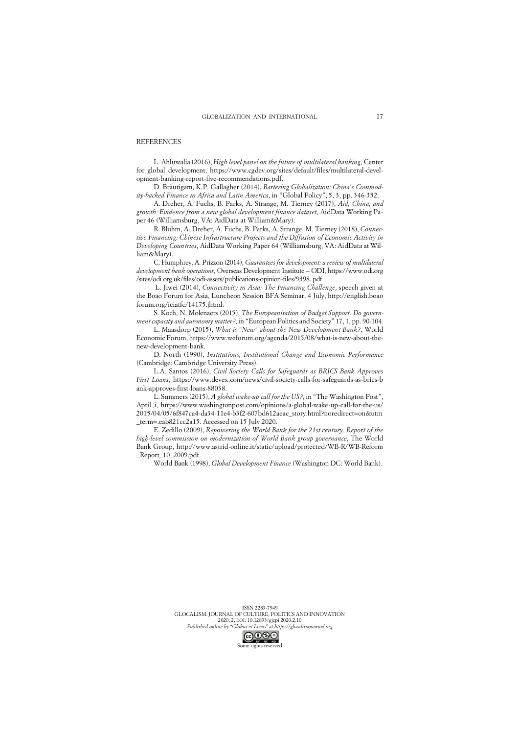## REFERENCES

L. Ahluwalia (2016), *High level panel on the future of multilateral banking*, Center for global development, https://www.cgdev.org/sites/default/files/multilateral-development-banking-report-five-recommendations.pdf.

D. Bräutigam, K.P. Gallagher (2014), *Bartering Globalization: China's Commodity-backed Finance in Africa and Latin America*, in "Global Policy", 5, 3, pp. 346-352.

A. Dreher, A. Fuchs, B. Parks, A. Strange, M. Tierney (2017), *Aid, China, and growth: Evidence from a new global development finance dataset*, AidData Working Paper 46 (Williamsburg, VA: AidData at William&Mary).

R. Bluhm, A. Dreher, A. Fuchs, B. Parks, A. Strange, M. Tierney (2018), *Connective Financing: Chinese Infrastructure Projects and the Diffusion of Economic Activity in Developing Countries*, AidData Working Paper 64 (Williamsburg, VA: AidData at William&Mary).

C. Humphrey, A. Prizzon (2014), *Guarantees for development: a review of multilateral development bank operations*, Overseas Development Institute – ODI, https://www.odi.org/sites/odi.org.uk/files/odi-assets/publications-opinion-files/9398. pdf.

L. Jiwei (2014), *Connectivity in Asia: The Financing Challenge*, speech given at the Boao Forum for Asia, Luncheon Session BFA Seminar, 4 July, http://english.boaoforum.org/iciatfc/14175.jhtml.

S. Koch, N. Molenaers (2015), *The Europeanisation of Budget Support. Do government capacity and autonomy matter?*, in "European Politics and Society" 17, 1, pp. 90-104.

L. Maasdorp (2015), *What is "New" about the New Development Bank?*, World Economic Forum, https://www.weforum.org/agenda/2015/08/what-is-new-about-the-new-development-bank.

D. North (1990), *Institutions, Institutional Change and Economic Performance* (Cambridge: Cambridge University Press).

L.A. Santos (2016), *Civil Society Calls for Safeguards as BRICS Bank Approves First Loans*, https://www.devex.com/news/civil-society-calls-for-safeguards-as-brics-bank-approves-first-loans-88038.

L. Summers (2015), *A global wake-up call for the US?*, in "The Washington Post", April 5, https://www.washingtonpost.com/opinions/a-global-wake-up-call-for-the-us/2015/04/05/6f847ca4-da34-11e4-b3f2-607bd612aeac_story.html?noredirect=on&utm_term=.eab821cc2a15. Accessed on 15 July 2020.

E. Zedillo (2009), *Repowering the World Bank for the 21st century: Report of the high-level commission on modernization of World Bank group governance*, The World Bank Group, http://www.astrid-online.it/static/upload/protected/WB-R/WB-Reform_Report_10_2009.pdf.

World Bank (1998), *Global Development Finance* (Washington DC: World Bank).